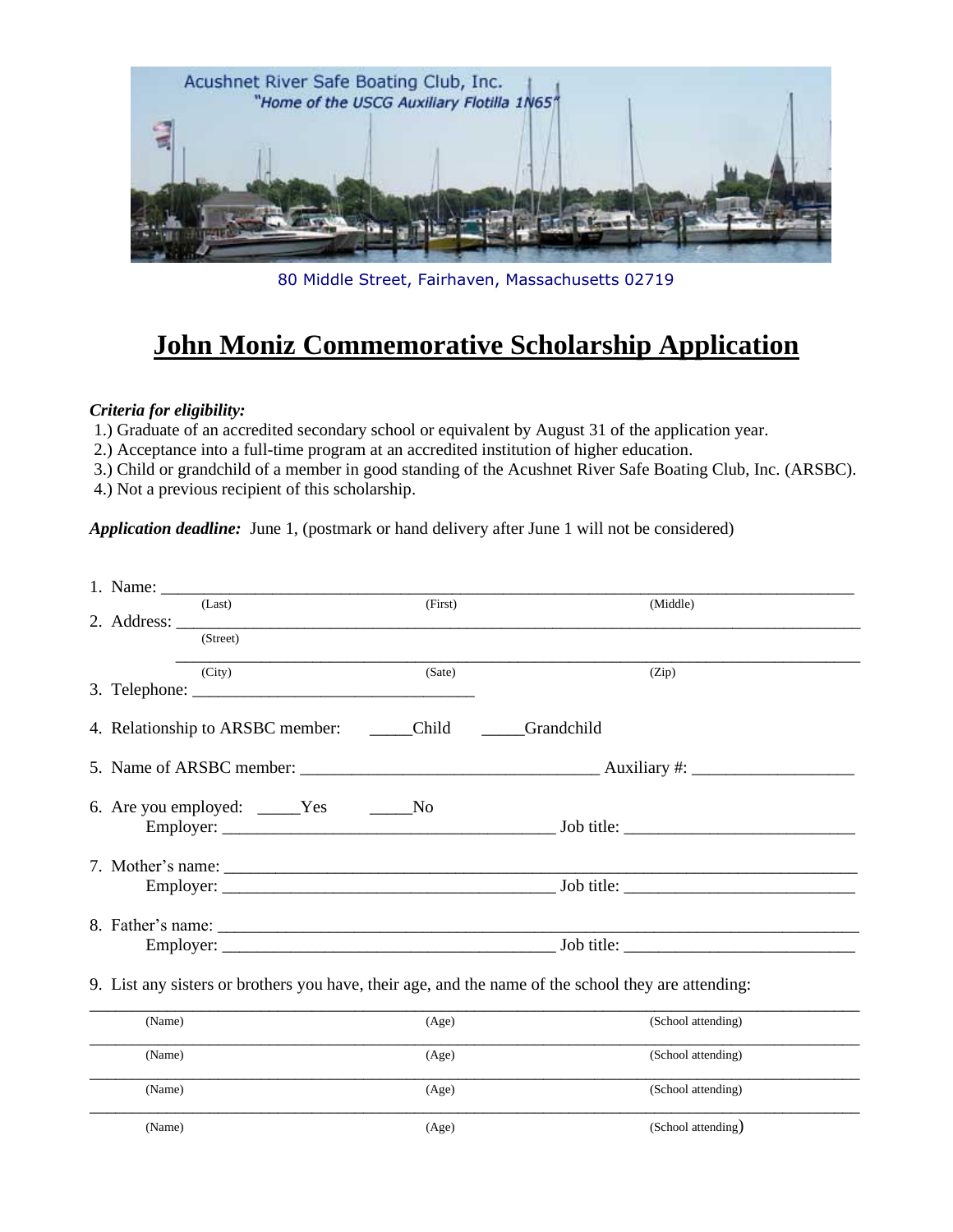Acushnet River Safe Boating Club, Inc.
*"Home of the USCG Auxiliary Flotilla 1N65"*

80 Middle Street, Fairhaven, Massachusetts 02719

# John Moniz Commemorative Scholarship Application

***Criteria for eligibility:***

1.) Graduate of an accredited secondary school or equivalent by August 31 of the application year.
2.) Acceptance into a full-time program at an accredited institution of higher education.
3.) Child or grandchild of a member in good standing of the Acushnet River Safe Boating Club, Inc. (ARSBC).
4.) Not a previous recipient of this scholarship.

***Application deadline:*** June 1, (postmark or hand delivery after June 1 will not be considered)

1. Name: ______________________________________________________________
   (Last) (First) (Middle)
2. Address: ______________________________________________________________
   (Street)
   ______________________________________________________________
   (City) (Sate) (Zip)
3. Telephone: ________________________________

4. Relationship to ARSBC member: _____Child _____Grandchild

5. Name of ARSBC member: ________________________________ Auxiliary #: __________________

6. Are you employed: _____Yes _____No
   Employer: ____________________________________ Job title: __________________________

7. Mother's name: ______________________________________________________________
   Employer: ____________________________________ Job title: __________________________

8. Father's name: ______________________________________________________________
   Employer: ____________________________________ Job title: __________________________

9. List any sisters or brothers you have, their age, and the name of the school they are attending:

| (Name) | (Age) | (School attending) |
|---|---|---|
| | | |
| | | |
| | | |
| | | |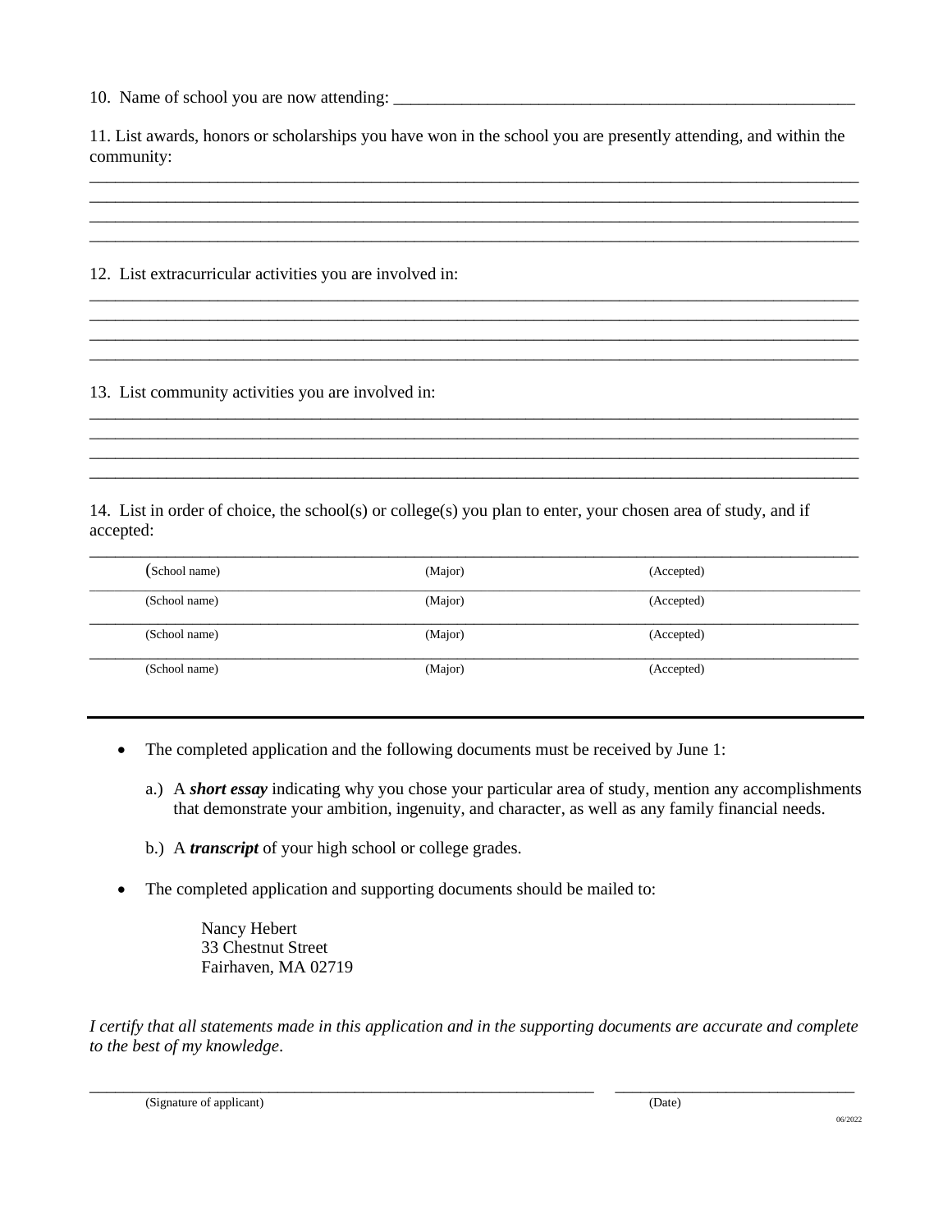10. Name of school you are now attending: ________________________________________________________

11. List awards, honors or scholarships you have won in the school you are presently attending, and within the community:

_____________________________________________________________________________________________
_____________________________________________________________________________________________
_____________________________________________________________________________________________
_____________________________________________________________________________________________

12. List extracurricular activities you are involved in:

_____________________________________________________________________________________________
_____________________________________________________________________________________________
_____________________________________________________________________________________________
_____________________________________________________________________________________________

13. List community activities you are involved in:

_____________________________________________________________________________________________
_____________________________________________________________________________________________
_____________________________________________________________________________________________
_____________________________________________________________________________________________

14. List in order of choice, the school(s) or college(s) you plan to enter, your chosen area of study, and if accepted:

| | | |
|---|---|---|
| (School name) | (Major) | (Accepted) |
| (School name) | (Major) | (Accepted) |
| (School name) | (Major) | (Accepted) |
| (School name) | (Major) | (Accepted) |

---

- The completed application and the following documents must be received by June 1:

  a.) A ***short essay*** indicating why you chose your particular area of study, mention any accomplishments that demonstrate your ambition, ingenuity, and character, as well as any family financial needs.

  b.) A ***transcript*** of your high school or college grades.

- The completed application and supporting documents should be mailed to:

  Nancy Hebert
  33 Chestnut Street
  Fairhaven, MA 02719

*I certify that all statements made in this application and in the supporting documents are accurate and complete to the best of my knowledge*.

______________________________________________________________ ______________________________
(Signature of applicant) (Date)

06/2022